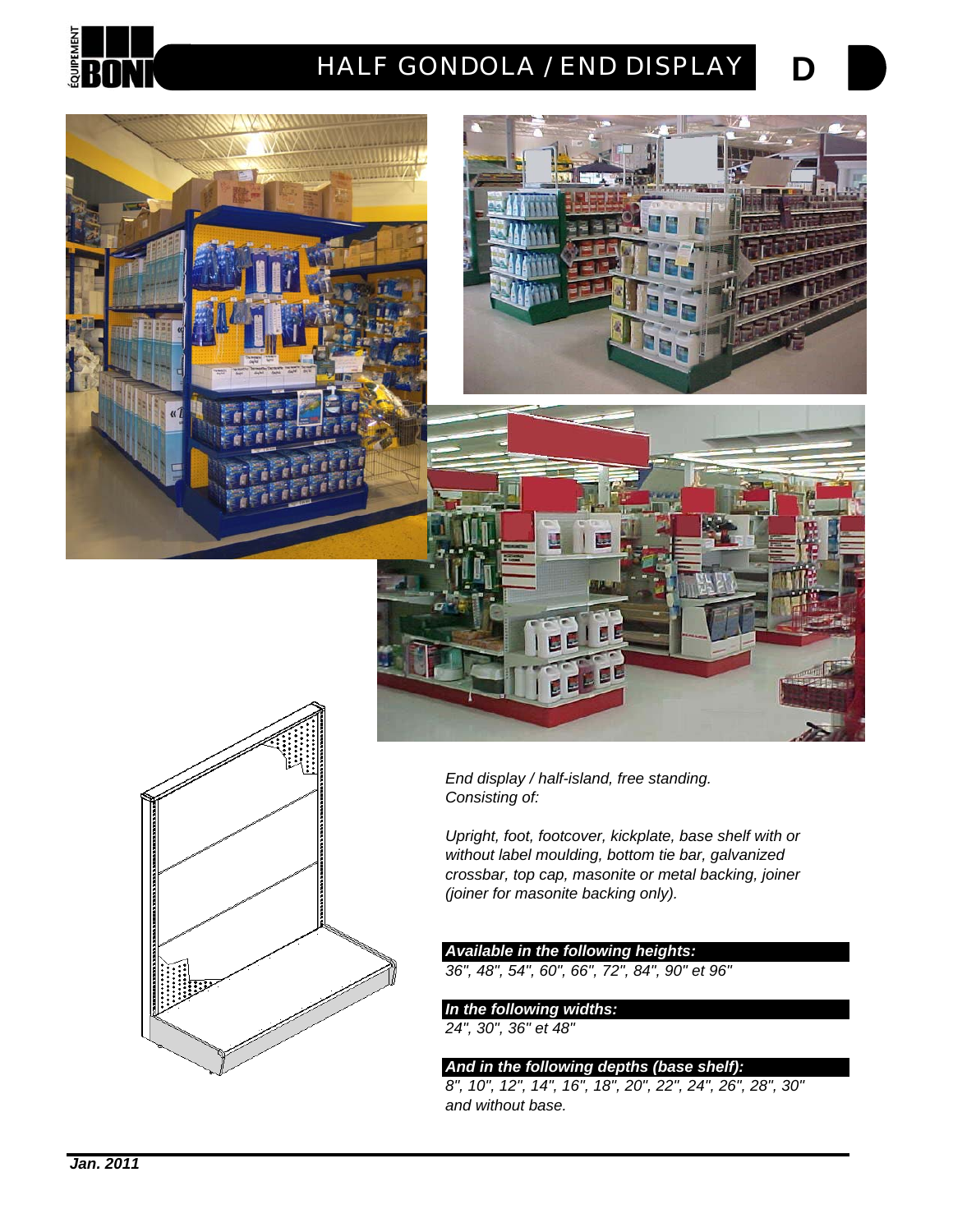# HALF GONDOLA / END DISPLAY

**D**

*End display / half-island, free standing.*
*Consisting of:*

*Upright, foot, footcover, kickplate, base shelf with or without label moulding, bottom tie bar, galvanized crossbar, top cap, masonite or metal backing, joiner (joiner for masonite backing only).*

***Available in the following heights:***

*36", 48", 54", 60", 66", 72", 84", 90" et 96"*

***In the following widths:***

*24", 30", 36" et 48"*

***And in the following depths (base shelf):***

*8", 10", 12", 14", 16", 18", 20", 22", 24", 26", 28", 30" and without base.*

***Jan. 2011***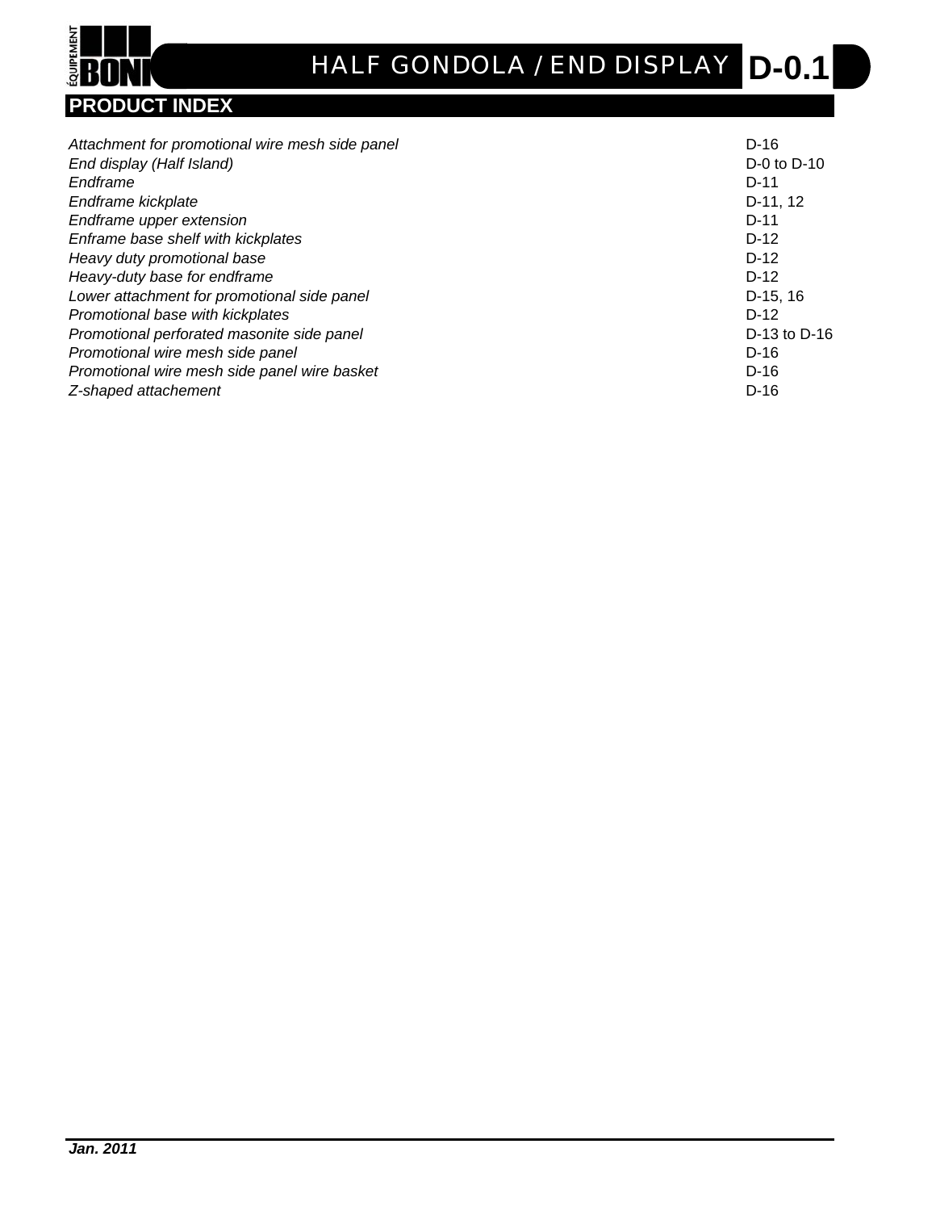# HALF GONDOLA / END DISPLAY D-0.1

## PRODUCT INDEX

| | |
|---|---|
| *Attachment for promotional wire mesh side panel* | D-16 |
| *End display (Half Island)* | D-0 to D-10 |
| *Endframe* | D-11 |
| *Endframe kickplate* | D-11, 12 |
| *Endframe upper extension* | D-11 |
| *Enframe base shelf with kickplates* | D-12 |
| *Heavy duty promotional base* | D-12 |
| *Heavy-duty base for endframe* | D-12 |
| *Lower attachment for promotional side panel* | D-15, 16 |
| *Promotional base with kickplates* | D-12 |
| *Promotional perforated masonite side panel* | D-13 to D-16 |
| *Promotional wire mesh side panel* | D-16 |
| *Promotional wire mesh side panel wire basket* | D-16 |
| *Z-shaped attachement* | D-16 |

***Jan. 2011***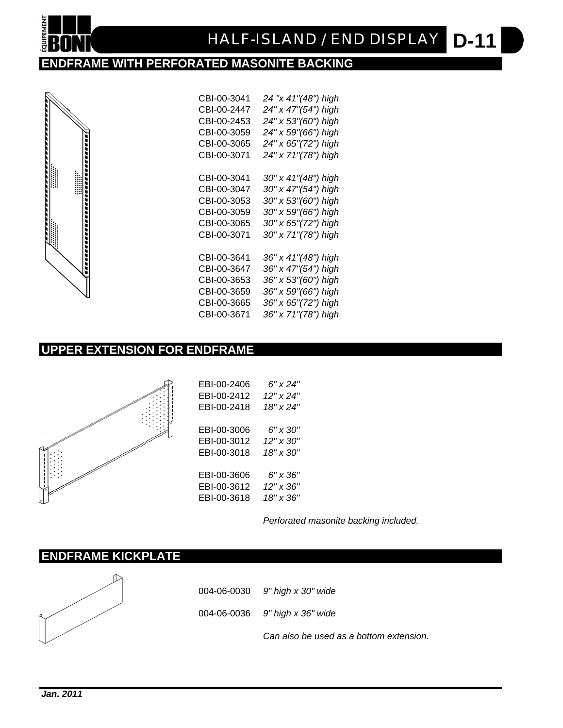# HALF-ISLAND / END DISPLAY D-11

## ENDFRAME WITH PERFORATED MASONITE BACKING

| | |
|---|---|
| CBI-00-3041 | *24 "x 41"(48") high* |
| CBI-00-2447 | *24" x 47"(54") high* |
| CBI-00-2453 | *24" x 53"(60") high* |
| CBI-00-3059 | *24" x 59"(66") high* |
| CBI-00-3065 | *24" x 65"(72") high* |
| CBI-00-3071 | *24" x 71"(78") high* |
| | |
| CBI-00-3041 | *30" x 41"(48") high* |
| CBI-00-3047 | *30" x 47"(54") high* |
| CBI-00-3053 | *30" x 53"(60") high* |
| CBI-00-3059 | *30" x 59"(66") high* |
| CBI-00-3065 | *30" x 65"(72") high* |
| CBI-00-3071 | *30" x 71"(78") high* |
| | |
| CBI-00-3641 | *36" x 41"(48") high* |
| CBI-00-3647 | *36" x 47"(54") high* |
| CBI-00-3653 | *36" x 53"(60") high* |
| CBI-00-3659 | *36" x 59"(66") high* |
| CBI-00-3665 | *36" x 65"(72") high* |
| CBI-00-3671 | *36" x 71"(78") high* |

## UPPER EXTENSION FOR ENDFRAME

| | |
|---|---|
| EBI-00-2406 | *6" x 24"* |
| EBI-00-2412 | *12" x 24"* |
| EBI-00-2418 | *18" x 24"* |
| | |
| EBI-00-3006 | *6" x 30"* |
| EBI-00-3012 | *12" x 30"* |
| EBI-00-3018 | *18" x 30"* |
| | |
| EBI-00-3606 | *6" x 36"* |
| EBI-00-3612 | *12" x 36"* |
| EBI-00-3618 | *18" x 36"* |

*Perforated masonite backing included.*

## ENDFRAME KICKPLATE

| | |
|---|---|
| 004-06-0030 | *9" high x 30" wide* |
| 004-06-0036 | *9" high x 36" wide* |

*Can also be used as a bottom extension.*

***Jan. 2011***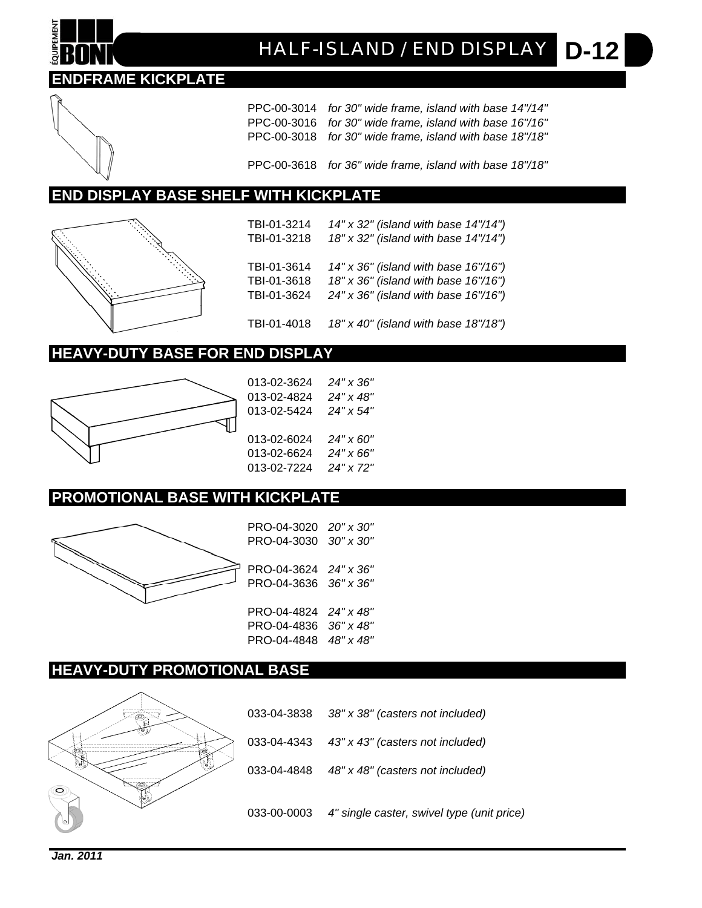# HALF-ISLAND / END DISPLAY D-12

## ENDFRAME KICKPLATE

| | |
|---|---|
| PPC-00-3014 | *for 30" wide frame, island with base 14"/14"* |
| PPC-00-3016 | *for 30" wide frame, island with base 16"/16"* |
| PPC-00-3018 | *for 30" wide frame, island with base 18"/18"* |
| PPC-00-3618 | *for 36" wide frame, island with base 18"/18"* |

## END DISPLAY BASE SHELF WITH KICKPLATE

| | |
|---|---|
| TBI-01-3214 | *14" x 32" (island with base 14"/14")* |
| TBI-01-3218 | *18" x 32" (island with base 14"/14")* |
| TBI-01-3614 | *14" x 36" (island with base 16"/16")* |
| TBI-01-3618 | *18" x 36" (island with base 16"/16")* |
| TBI-01-3624 | *24" x 36" (island with base 16"/16")* |
| TBI-01-4018 | *18" x 40" (island with base 18"/18")* |

## HEAVY-DUTY BASE FOR END DISPLAY

| | |
|---|---|
| 013-02-3624 | *24" x 36"* |
| 013-02-4824 | *24" x 48"* |
| 013-02-5424 | *24" x 54"* |
| 013-02-6024 | *24" x 60"* |
| 013-02-6624 | *24" x 66"* |
| 013-02-7224 | *24" x 72"* |

## PROMOTIONAL BASE WITH KICKPLATE

| | |
|---|---|
| PRO-04-3020 | *20" x 30"* |
| PRO-04-3030 | *30" x 30"* |
| PRO-04-3624 | *24" x 36"* |
| PRO-04-3636 | *36" x 36"* |
| PRO-04-4824 | *24" x 48"* |
| PRO-04-4836 | *36" x 48"* |
| PRO-04-4848 | *48" x 48"* |

## HEAVY-DUTY PROMOTIONAL BASE

| | |
|---|---|
| 033-04-3838 | *38" x 38" (casters not included)* |
| 033-04-4343 | *43" x 43" (casters not included)* |
| 033-04-4848 | *48" x 48" (casters not included)* |
| 033-00-0003 | *4" single caster, swivel type (unit price)* |

***Jan. 2011***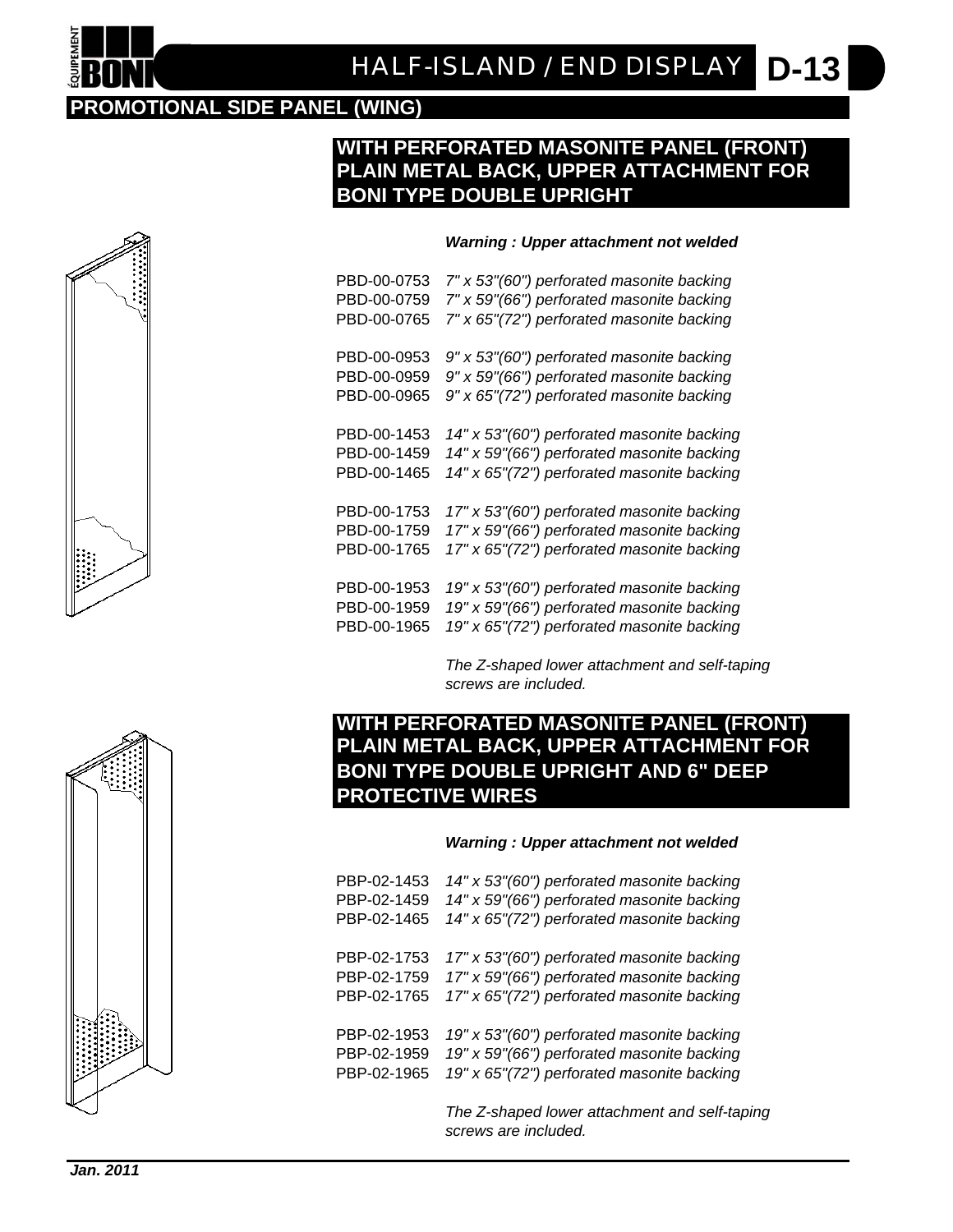# HALF-ISLAND / END DISPLAY D-13

## PROMOTIONAL SIDE PANEL (WING)

### WITH PERFORATED MASONITE PANEL (FRONT) PLAIN METAL BACK, UPPER ATTACHMENT FOR BONI TYPE DOUBLE UPRIGHT

***Warning : Upper attachment not welded***

| | |
|---|---|
| PBD-00-0753 | *7" x 53"(60") perforated masonite backing* |
| PBD-00-0759 | *7" x 59"(66") perforated masonite backing* |
| PBD-00-0765 | *7" x 65"(72") perforated masonite backing* |
| PBD-00-0953 | *9" x 53"(60") perforated masonite backing* |
| PBD-00-0959 | *9" x 59"(66") perforated masonite backing* |
| PBD-00-0965 | *9" x 65"(72") perforated masonite backing* |
| PBD-00-1453 | *14" x 53"(60") perforated masonite backing* |
| PBD-00-1459 | *14" x 59"(66") perforated masonite backing* |
| PBD-00-1465 | *14" x 65"(72") perforated masonite backing* |
| PBD-00-1753 | *17" x 53"(60") perforated masonite backing* |
| PBD-00-1759 | *17" x 59"(66") perforated masonite backing* |
| PBD-00-1765 | *17" x 65"(72") perforated masonite backing* |
| PBD-00-1953 | *19" x 53"(60") perforated masonite backing* |
| PBD-00-1959 | *19" x 59"(66") perforated masonite backing* |
| PBD-00-1965 | *19" x 65"(72") perforated masonite backing* |

*The Z-shaped lower attachment and self-taping screws are included.*

### WITH PERFORATED MASONITE PANEL (FRONT) PLAIN METAL BACK, UPPER ATTACHMENT FOR BONI TYPE DOUBLE UPRIGHT AND 6" DEEP PROTECTIVE WIRES

***Warning : Upper attachment not welded***

| | |
|---|---|
| PBP-02-1453 | *14" x 53"(60") perforated masonite backing* |
| PBP-02-1459 | *14" x 59"(66") perforated masonite backing* |
| PBP-02-1465 | *14" x 65"(72") perforated masonite backing* |
| PBP-02-1753 | *17" x 53"(60") perforated masonite backing* |
| PBP-02-1759 | *17" x 59"(66") perforated masonite backing* |
| PBP-02-1765 | *17" x 65"(72") perforated masonite backing* |
| PBP-02-1953 | *19" x 53"(60") perforated masonite backing* |
| PBP-02-1959 | *19" x 59"(66") perforated masonite backing* |
| PBP-02-1965 | *19" x 65"(72") perforated masonite backing* |

*The Z-shaped lower attachment and self-taping screws are included.*

***Jan. 2011***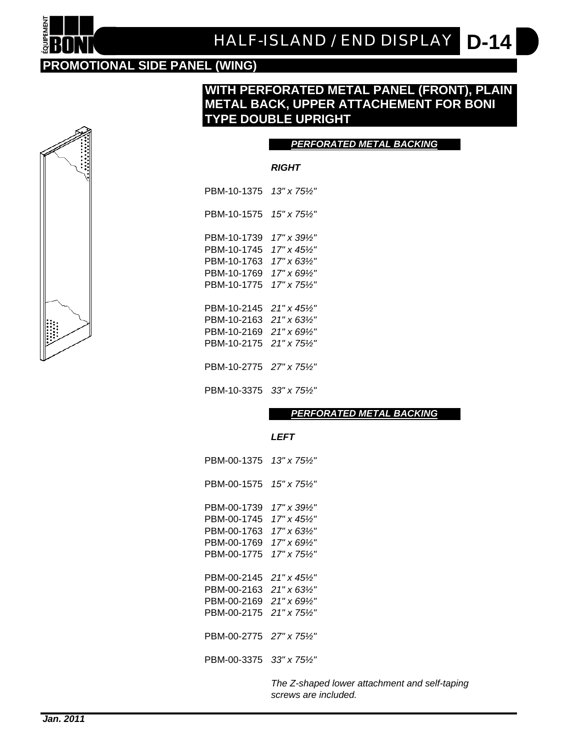# HALF-ISLAND / END DISPLAY D-14

## PROMOTIONAL SIDE PANEL (WING)

### WITH PERFORATED METAL PANEL (FRONT), PLAIN METAL BACK, UPPER ATTACHEMENT FOR BONI TYPE DOUBLE UPRIGHT

***PERFORATED METAL BACKING***

***RIGHT***

PBM-10-1375 *13" x 75½"*

PBM-10-1575 *15" x 75½"*

PBM-10-1739 *17" x 39½"*
PBM-10-1745 *17" x 45½"*
PBM-10-1763 *17" x 63½"*
PBM-10-1769 *17" x 69½"*
PBM-10-1775 *17" x 75½"*

PBM-10-2145 *21" x 45½"*
PBM-10-2163 *21" x 63½"*
PBM-10-2169 *21" x 69½"*
PBM-10-2175 *21" x 75½"*

PBM-10-2775 *27" x 75½"*

PBM-10-3375 *33" x 75½"*

***PERFORATED METAL BACKING***

***LEFT***

PBM-00-1375 *13" x 75½"*

PBM-00-1575 *15" x 75½"*

PBM-00-1739 *17" x 39½"*
PBM-00-1745 *17" x 45½"*
PBM-00-1763 *17" x 63½"*
PBM-00-1769 *17" x 69½"*
PBM-00-1775 *17" x 75½"*

PBM-00-2145 *21" x 45½"*
PBM-00-2163 *21" x 63½"*
PBM-00-2169 *21" x 69½"*
PBM-00-2175 *21" x 75½"*

PBM-00-2775 *27" x 75½"*

PBM-00-3375 *33" x 75½"*

*The Z-shaped lower attachment and self-taping screws are included.*

***Jan. 2011***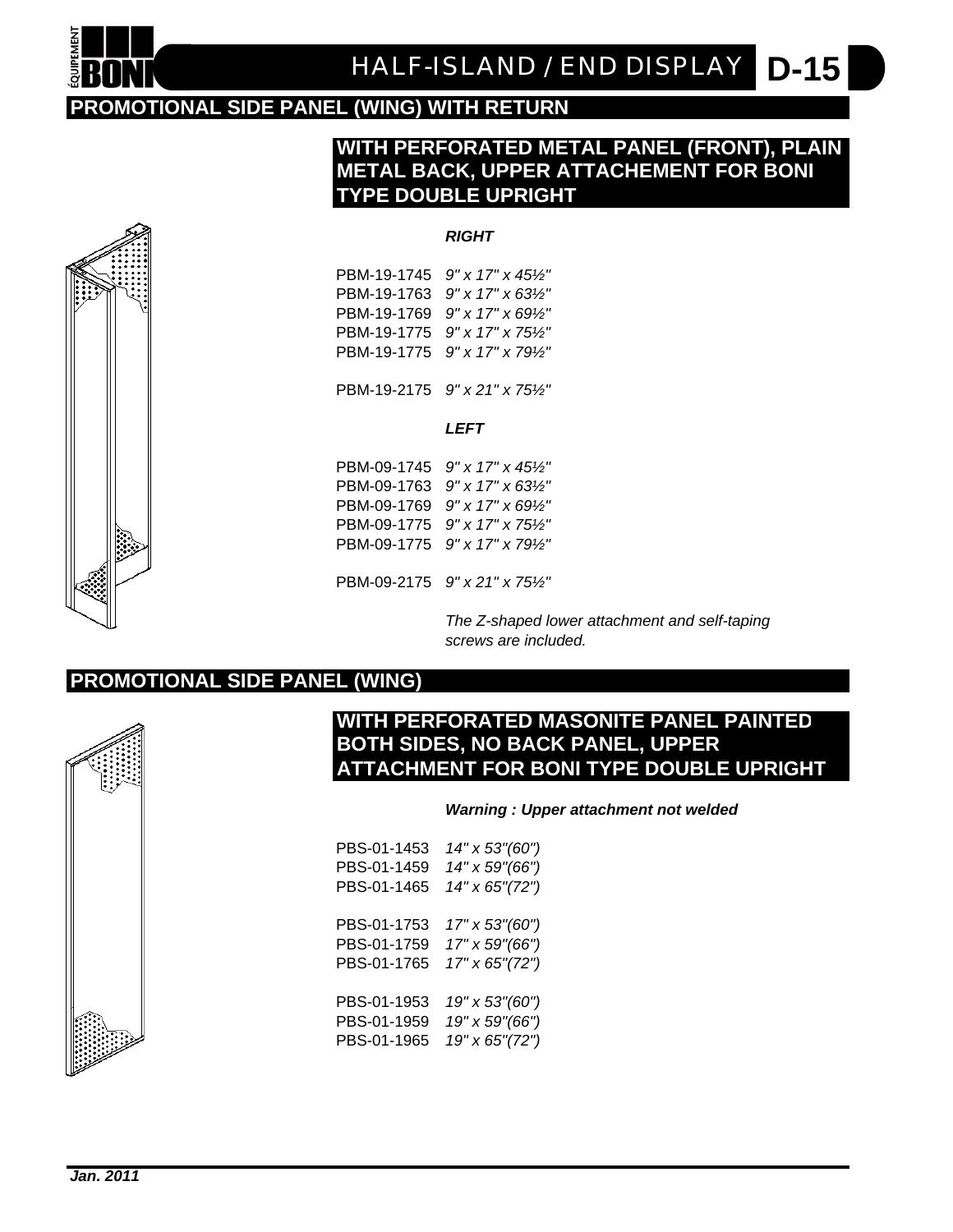# HALF-ISLAND / END DISPLAY D-15

## PROMOTIONAL SIDE PANEL (WING) WITH RETURN

### WITH PERFORATED METAL PANEL (FRONT), PLAIN METAL BACK, UPPER ATTACHEMENT FOR BONI TYPE DOUBLE UPRIGHT

***RIGHT***

PBM-19-1745 *9" x 17" x 45½"*
PBM-19-1763 *9" x 17" x 63½"*
PBM-19-1769 *9" x 17" x 69½"*
PBM-19-1775 *9" x 17" x 75½"*
PBM-19-1775 *9" x 17" x 79½"*

PBM-19-2175 *9" x 21" x 75½"*

***LEFT***

PBM-09-1745 *9" x 17" x 45½"*
PBM-09-1763 *9" x 17" x 63½"*
PBM-09-1769 *9" x 17" x 69½"*
PBM-09-1775 *9" x 17" x 75½"*
PBM-09-1775 *9" x 17" x 79½"*

PBM-09-2175 *9" x 21" x 75½"*

*The Z-shaped lower attachment and self-taping screws are included.*

## PROMOTIONAL SIDE PANEL (WING)

### WITH PERFORATED MASONITE PANEL PAINTED BOTH SIDES, NO BACK PANEL, UPPER ATTACHMENT FOR BONI TYPE DOUBLE UPRIGHT

***Warning : Upper attachment not welded***

PBS-01-1453 *14" x 53"(60")*
PBS-01-1459 *14" x 59"(66")*
PBS-01-1465 *14" x 65"(72")*

PBS-01-1753 *17" x 53"(60")*
PBS-01-1759 *17" x 59"(66")*
PBS-01-1765 *17" x 65"(72")*

PBS-01-1953 *19" x 53"(60")*
PBS-01-1959 *19" x 59"(66")*
PBS-01-1965 *19" x 65"(72")*

***Jan. 2011***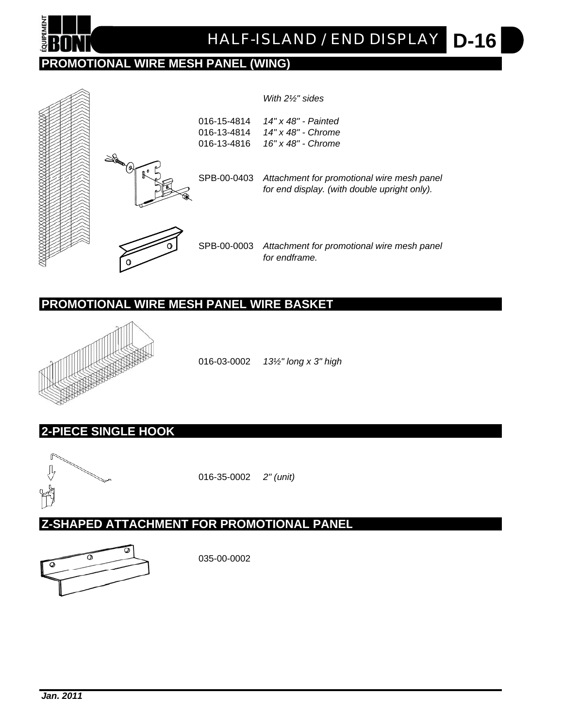# HALF-ISLAND / END DISPLAY D-16

## PROMOTIONAL WIRE MESH PANEL (WING)

*With 2½" sides*

| | |
|---|---|
| 016-15-4814 | *14" x 48" - Painted* |
| 016-13-4814 | *14" x 48" - Chrome* |
| 016-13-4816 | *16" x 48" - Chrome* |

SPB-00-0403 *Attachment for promotional wire mesh panel for end display. (with double upright only).*

SPB-00-0003 *Attachment for promotional wire mesh panel for endframe.*

## PROMOTIONAL WIRE MESH PANEL WIRE BASKET

016-03-0002 *13½" long x 3" high*

## 2-PIECE SINGLE HOOK

016-35-0002 *2" (unit)*

## Z-SHAPED ATTACHMENT FOR PROMOTIONAL PANEL

035-00-0002

***Jan. 2011***